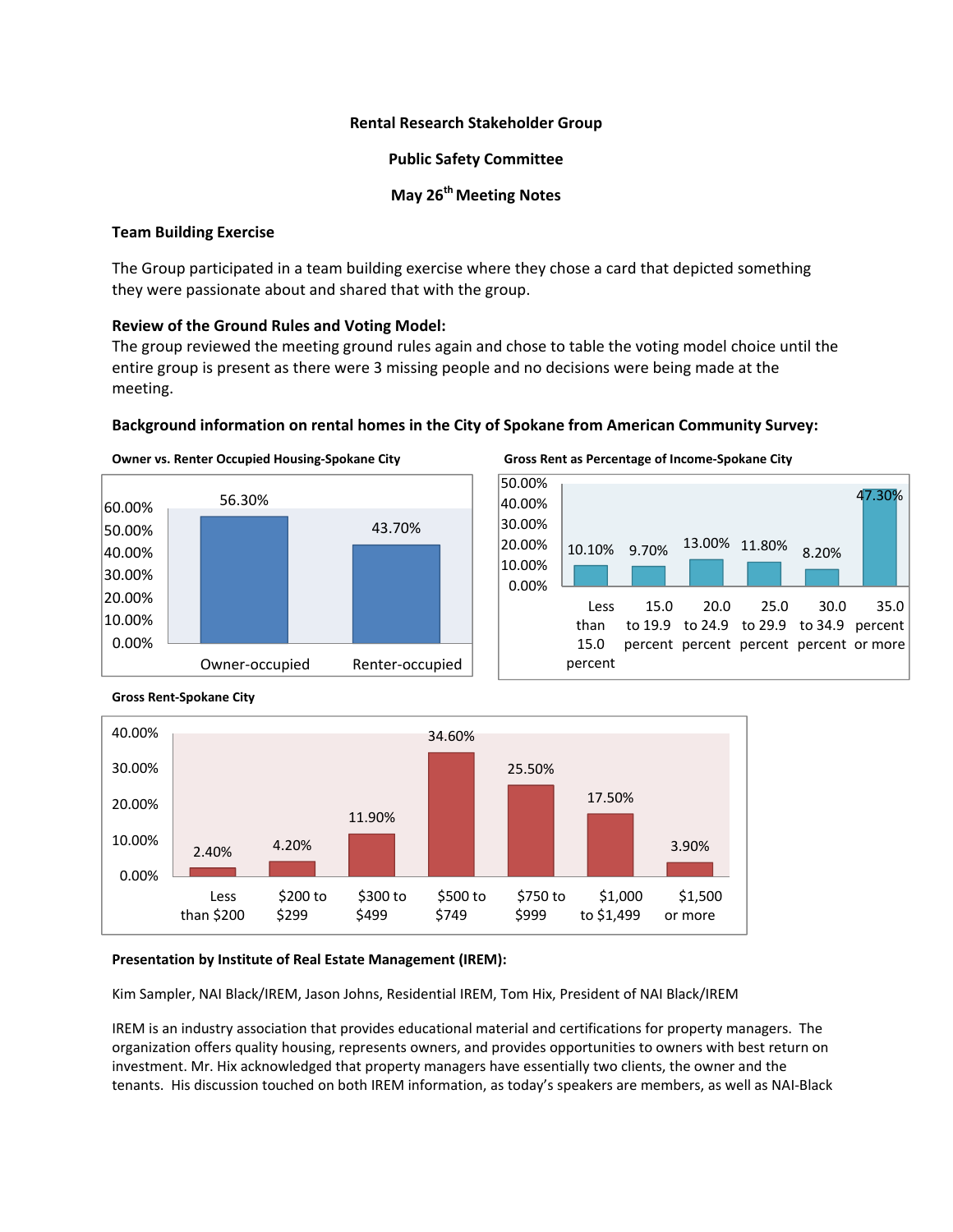**Rental Research Stakeholder Group**

**Public Safety Committee**

**May 26th Meeting Notes**

### Team Building Exercise

The Group participated in a team building exercise where they chose a card that depicted something they were passionate about and shared that with the group.

### Review of the Ground Rules and Voting Model:

The group reviewed the meeting ground rules again and chose to table the voting model choice until the entire group is present as there were 3 missing people and no decisions were being made at the meeting.

### Background information on rental homes in the City of Spokane from American Community Survey:

**Owner vs. Renter Occupied Housing-Spokane City**

| Owner-occupied | Renter-occupied |
|---|---|
| 56.30% | 43.70% |

**Gross Rent as Percentage of Income-Spokane City**

| Less than 15.0 percent | 15.0 to 19.9 percent | 20.0 to 24.9 percent | 25.0 to 29.9 percent | 30.0 to 34.9 percent | 35.0 percent or more |
|---|---|---|---|---|---|
| 10.10% | 9.70% | 13.00% | 11.80% | 8.20% | 47.30% |

**Gross Rent-Spokane City**

| Less than $200 | $200 to $299 | $300 to $499 | $500 to $749 | $750 to $999 | $1,000 to $1,499 | $1,500 or more |
|---|---|---|---|---|---|---|
| 2.40% | 4.20% | 11.90% | 34.60% | 25.50% | 17.50% | 3.90% |

### Presentation by Institute of Real Estate Management (IREM):

Kim Sampler, NAI Black/IREM, Jason Johns, Residential IREM, Tom Hix, President of NAI Black/IREM

IREM is an industry association that provides educational material and certifications for property managers. The organization offers quality housing, represents owners, and provides opportunities to owners with best return on investment. Mr. Hix acknowledged that property managers have essentially two clients, the owner and the tenants. His discussion touched on both IREM information, as today's speakers are members, as well as NAI-Black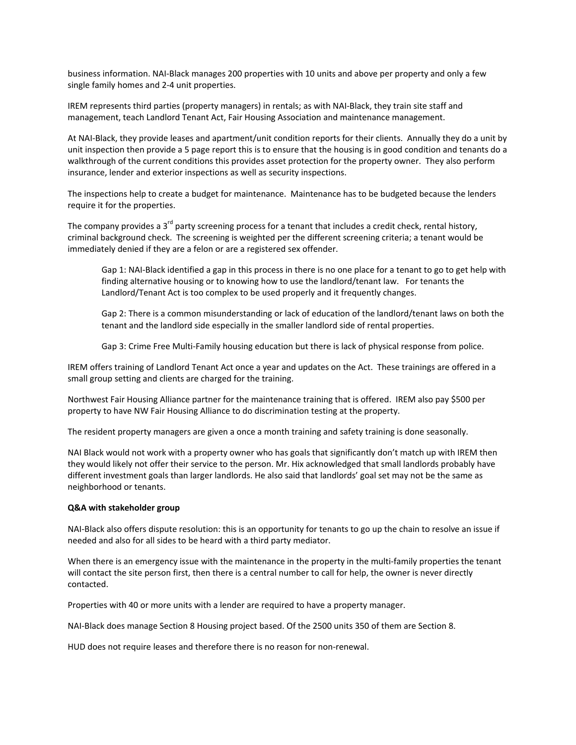business information. NAI-Black manages 200 properties with 10 units and above per property and only a few single family homes and 2-4 unit properties.

IREM represents third parties (property managers) in rentals; as with NAI-Black, they train site staff and management, teach Landlord Tenant Act, Fair Housing Association and maintenance management.

At NAI-Black, they provide leases and apartment/unit condition reports for their clients. Annually they do a unit by unit inspection then provide a 5 page report this is to ensure that the housing is in good condition and tenants do a walkthrough of the current conditions this provides asset protection for the property owner. They also perform insurance, lender and exterior inspections as well as security inspections.

The inspections help to create a budget for maintenance. Maintenance has to be budgeted because the lenders require it for the properties.

The company provides a 3rd party screening process for a tenant that includes a credit check, rental history, criminal background check. The screening is weighted per the different screening criteria; a tenant would be immediately denied if they are a felon or are a registered sex offender.

> Gap 1: NAI-Black identified a gap in this process in there is no one place for a tenant to go to get help with finding alternative housing or to knowing how to use the landlord/tenant law. For tenants the Landlord/Tenant Act is too complex to be used properly and it frequently changes.
>
> Gap 2: There is a common misunderstanding or lack of education of the landlord/tenant laws on both the tenant and the landlord side especially in the smaller landlord side of rental properties.
>
> Gap 3: Crime Free Multi-Family housing education but there is lack of physical response from police.

IREM offers training of Landlord Tenant Act once a year and updates on the Act. These trainings are offered in a small group setting and clients are charged for the training.

Northwest Fair Housing Alliance partner for the maintenance training that is offered. IREM also pay $500 per property to have NW Fair Housing Alliance to do discrimination testing at the property.

The resident property managers are given a once a month training and safety training is done seasonally.

NAI Black would not work with a property owner who has goals that significantly don't match up with IREM then they would likely not offer their service to the person. Mr. Hix acknowledged that small landlords probably have different investment goals than larger landlords. He also said that landlords' goal set may not be the same as neighborhood or tenants.

**Q&A with stakeholder group**

NAI-Black also offers dispute resolution: this is an opportunity for tenants to go up the chain to resolve an issue if needed and also for all sides to be heard with a third party mediator.

When there is an emergency issue with the maintenance in the property in the multi-family properties the tenant will contact the site person first, then there is a central number to call for help, the owner is never directly contacted.

Properties with 40 or more units with a lender are required to have a property manager.

NAI-Black does manage Section 8 Housing project based. Of the 2500 units 350 of them are Section 8.

HUD does not require leases and therefore there is no reason for non-renewal.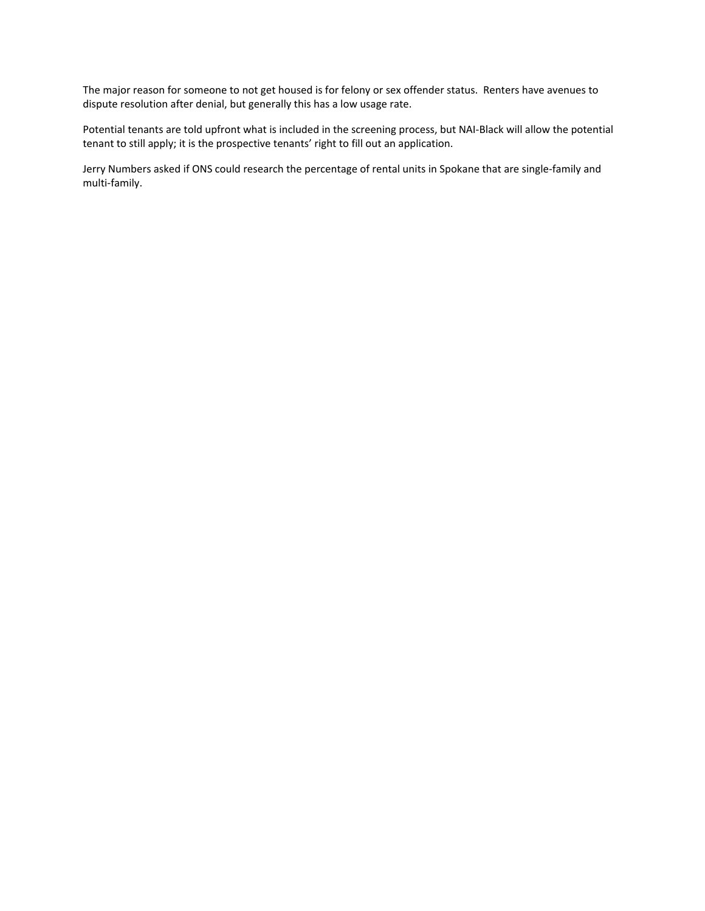The major reason for someone to not get housed is for felony or sex offender status.  Renters have avenues to dispute resolution after denial, but generally this has a low usage rate.

Potential tenants are told upfront what is included in the screening process, but NAI-Black will allow the potential tenant to still apply; it is the prospective tenants' right to fill out an application.

Jerry Numbers asked if ONS could research the percentage of rental units in Spokane that are single-family and multi-family.